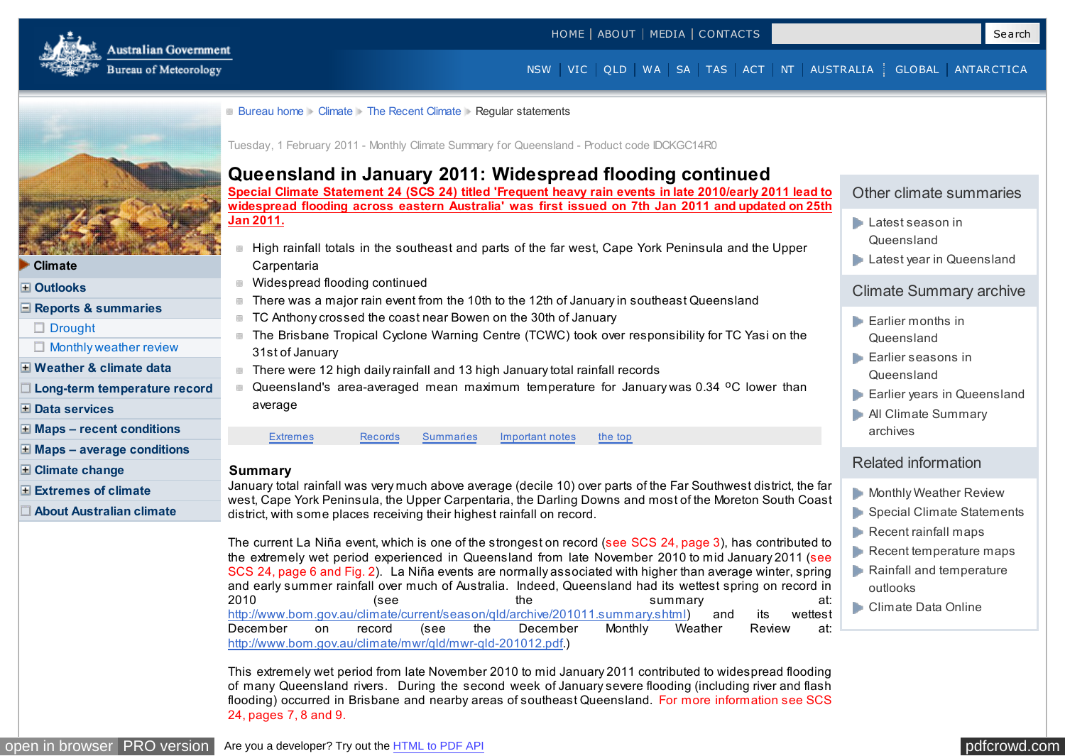Tuesday, 1 February 2011 - Monthly Climate Summary for Queensland - Product code IDCKGC14R0

# Queensland in January 2011: Widespread flooding continued

**Special Climate Statement 24 (SCS 24) titled 'Frequent heavy rain events in late 2010/early 2011 lead to widespread flooding across eastern Australia' was first issued on 7th Jan 2011 and updated on 25th Jan 2011.**

- High rainfall totals in the southeast and parts of the far west, Cape York Peninsula and the Upper Carpentaria
- Widespread flooding continued
- There was a major rain event from the 10th to the 12th of January in southeast Queensland
- TC Anthony crossed the coast near Bowen on the 30th of January
- The Brisbane Tropical Cyclone Warning Centre (TCWC) took over responsibility for TC Yasi on the 31st of January
- There were 12 high daily rainfall and 13 high January total rainfall records
- Queensland's area-averaged mean maximum temperature for January was 0.34 °C lower than average

Extremes | Records | Summaries | Important notes | the top

## Summary

January total rainfall was very much above average (decile 10) over parts of the Far Southwest district, the far west, Cape York Peninsula, the Upper Carpentaria, the Darling Downs and most of the Moreton South Coast district, with some places receiving their highest rainfall on record.

The current La Niña event, which is one of the strongest on record (see SCS 24, page 3), has contributed to the extremely wet period experienced in Queensland from late November 2010 to mid January 2011 (see SCS 24, page 6 and Fig. 2). La Niña events are normally associated with higher than average winter, spring and early summer rainfall over much of Australia. Indeed, Queensland had its wettest spring on record in 2010 (see the summary at: http://www.bom.gov.au/climate/current/season/qld/archive/201011.summary.shtml) and its wettest December on record (see the December Monthly Weather Review at: http://www.bom.gov.au/climate/mwr/qld/mwr-qld-201012.pdf.)

This extremely wet period from late November 2010 to mid January 2011 contributed to widespread flooding of many Queensland rivers. During the second week of January severe flooding (including river and flash flooding) occurred in Brisbane and nearby areas of southeast Queensland. For more information see SCS 24, pages 7, 8 and 9.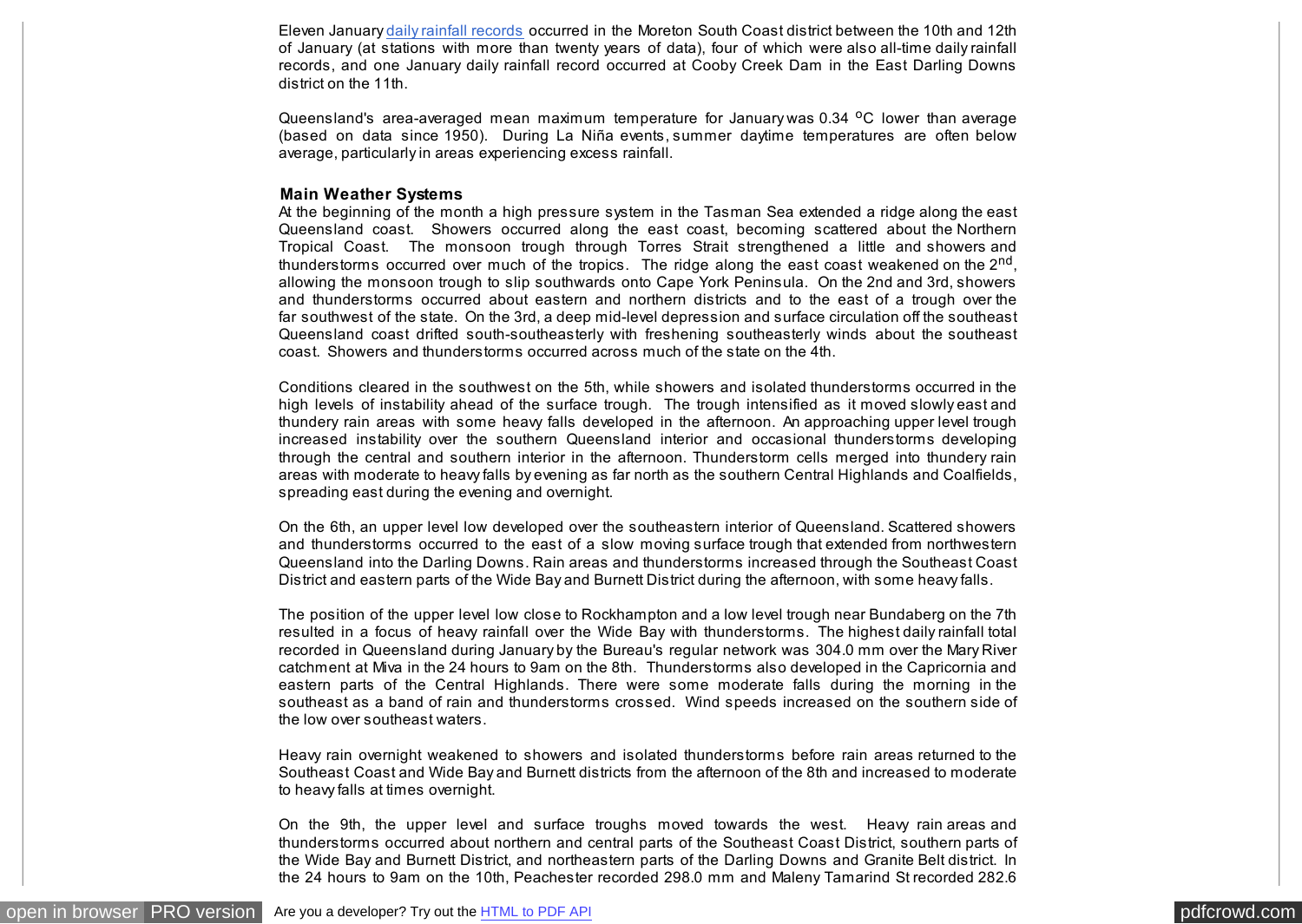Eleven January daily rainfall records occurred in the Moreton South Coast district between the 10th and 12th of January (at stations with more than twenty years of data), four of which were also all-time daily rainfall records, and one January daily rainfall record occurred at Cooby Creek Dam in the East Darling Downs district on the 11th.

Queensland's area-averaged mean maximum temperature for January was 0.34 °C lower than average (based on data since 1950). During La Niña events, summer daytime temperatures are often below average, particularly in areas experiencing excess rainfall.

## Main Weather Systems

At the beginning of the month a high pressure system in the Tasman Sea extended a ridge along the east Queensland coast. Showers occurred along the east coast, becoming scattered about the Northern Tropical Coast. The monsoon trough through Torres Strait strengthened a little and showers and thunderstorms occurred over much of the tropics. The ridge along the east coast weakened on the 2nd, allowing the monsoon trough to slip southwards onto Cape York Peninsula. On the 2nd and 3rd, showers and thunderstorms occurred about eastern and northern districts and to the east of a trough over the far southwest of the state. On the 3rd, a deep mid-level depression and surface circulation off the southeast Queensland coast drifted south-southeasterly with freshening southeasterly winds about the southeast coast. Showers and thunderstorms occurred across much of the state on the 4th.

Conditions cleared in the southwest on the 5th, while showers and isolated thunderstorms occurred in the high levels of instability ahead of the surface trough. The trough intensified as it moved slowly east and thundery rain areas with some heavy falls developed in the afternoon. An approaching upper level trough increased instability over the southern Queensland interior and occasional thunderstorms developing through the central and southern interior in the afternoon. Thunderstorm cells merged into thundery rain areas with moderate to heavy falls by evening as far north as the southern Central Highlands and Coalfields, spreading east during the evening and overnight.

On the 6th, an upper level low developed over the southeastern interior of Queensland. Scattered showers and thunderstorms occurred to the east of a slow moving surface trough that extended from northwestern Queensland into the Darling Downs. Rain areas and thunderstorms increased through the Southeast Coast District and eastern parts of the Wide Bay and Burnett District during the afternoon, with some heavy falls.

The position of the upper level low close to Rockhampton and a low level trough near Bundaberg on the 7th resulted in a focus of heavy rainfall over the Wide Bay with thunderstorms. The highest daily rainfall total recorded in Queensland during January by the Bureau's regular network was 304.0 mm over the Mary River catchment at Miva in the 24 hours to 9am on the 8th. Thunderstorms also developed in the Capricornia and eastern parts of the Central Highlands. There were some moderate falls during the morning in the southeast as a band of rain and thunderstorms crossed. Wind speeds increased on the southern side of the low over southeast waters.

Heavy rain overnight weakened to showers and isolated thunderstorms before rain areas returned to the Southeast Coast and Wide Bay and Burnett districts from the afternoon of the 8th and increased to moderate to heavy falls at times overnight.

On the 9th, the upper level and surface troughs moved towards the west. Heavy rain areas and thunderstorms occurred about northern and central parts of the Southeast Coast District, southern parts of the Wide Bay and Burnett District, and northeastern parts of the Darling Downs and Granite Belt district. In the 24 hours to 9am on the 10th, Peachester recorded 298.0 mm and Maleny Tamarind St recorded 282.6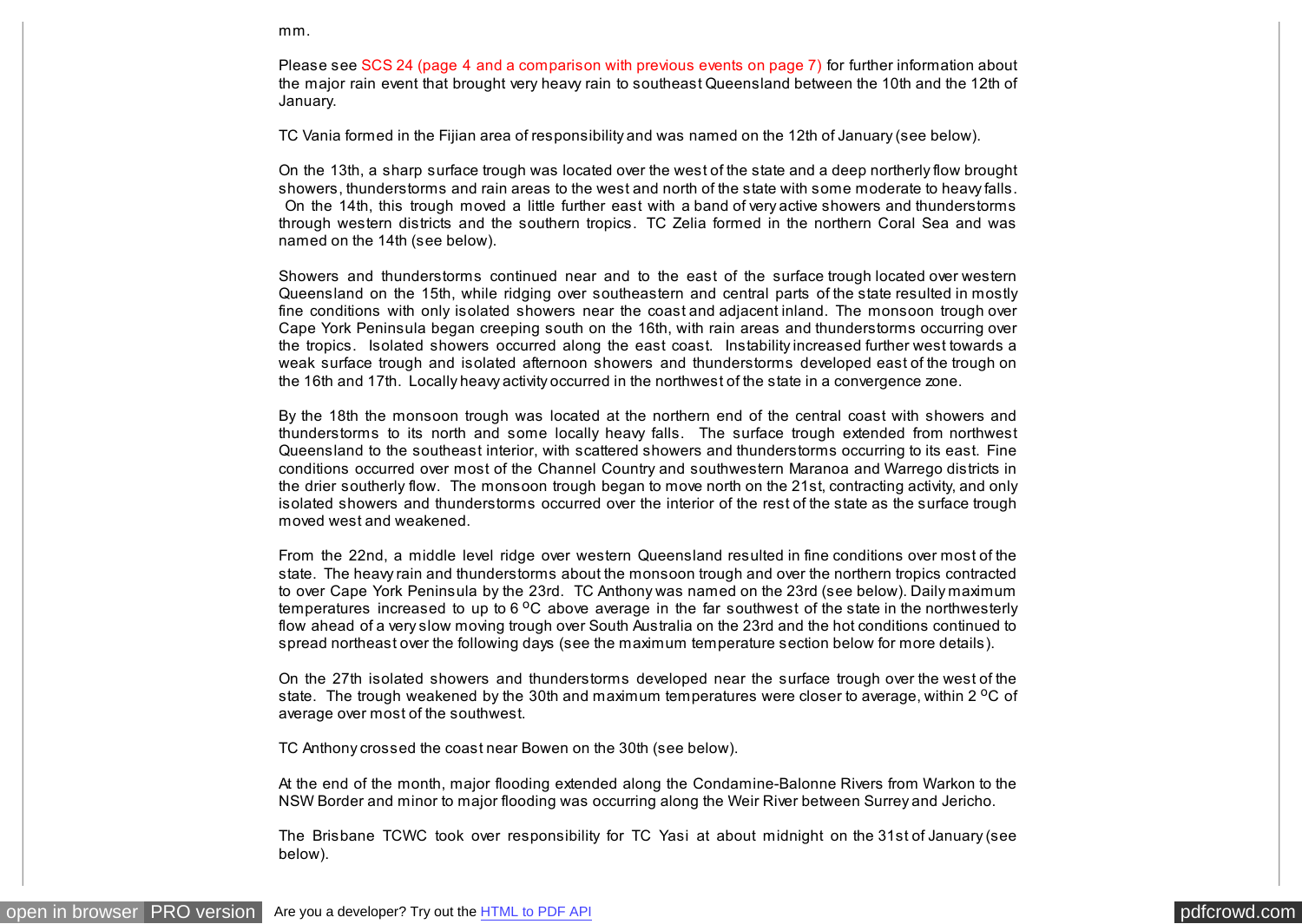mm.

Please see SCS 24 (page 4 and a comparison with previous events on page 7) for further information about the major rain event that brought very heavy rain to southeast Queensland between the 10th and the 12th of January.

TC Vania formed in the Fijian area of responsibility and was named on the 12th of January (see below).

On the 13th, a sharp surface trough was located over the west of the state and a deep northerly flow brought showers, thunderstorms and rain areas to the west and north of the state with some moderate to heavy falls. On the 14th, this trough moved a little further east with a band of very active showers and thunderstorms through western districts and the southern tropics. TC Zelia formed in the northern Coral Sea and was named on the 14th (see below).

Showers and thunderstorms continued near and to the east of the surface trough located over western Queensland on the 15th, while ridging over southeastern and central parts of the state resulted in mostly fine conditions with only isolated showers near the coast and adjacent inland. The monsoon trough over Cape York Peninsula began creeping south on the 16th, with rain areas and thunderstorms occurring over the tropics. Isolated showers occurred along the east coast. Instability increased further west towards a weak surface trough and isolated afternoon showers and thunderstorms developed east of the trough on the 16th and 17th. Locally heavy activity occurred in the northwest of the state in a convergence zone.

By the 18th the monsoon trough was located at the northern end of the central coast with showers and thunderstorms to its north and some locally heavy falls. The surface trough extended from northwest Queensland to the southeast interior, with scattered showers and thunderstorms occurring to its east. Fine conditions occurred over most of the Channel Country and southwestern Maranoa and Warrego districts in the drier southerly flow. The monsoon trough began to move north on the 21st, contracting activity, and only isolated showers and thunderstorms occurred over the interior of the rest of the state as the surface trough moved west and weakened.

From the 22nd, a middle level ridge over western Queensland resulted in fine conditions over most of the state. The heavy rain and thunderstorms about the monsoon trough and over the northern tropics contracted to over Cape York Peninsula by the 23rd. TC Anthony was named on the 23rd (see below). Daily maximum temperatures increased to up to 6 $^{o}$C above average in the far southwest of the state in the northwesterly flow ahead of a very slow moving trough over South Australia on the 23rd and the hot conditions continued to spread northeast over the following days (see the maximum temperature section below for more details).

On the 27th isolated showers and thunderstorms developed near the surface trough over the west of the state. The trough weakened by the 30th and maximum temperatures were closer to average, within 2 $^{o}$C of average over most of the southwest.

TC Anthony crossed the coast near Bowen on the 30th (see below).

At the end of the month, major flooding extended along the Condamine-Balonne Rivers from Warkon to the NSW Border and minor to major flooding was occurring along the Weir River between Surrey and Jericho.

The Brisbane TCWC took over responsibility for TC Yasi at about midnight on the 31st of January (see below).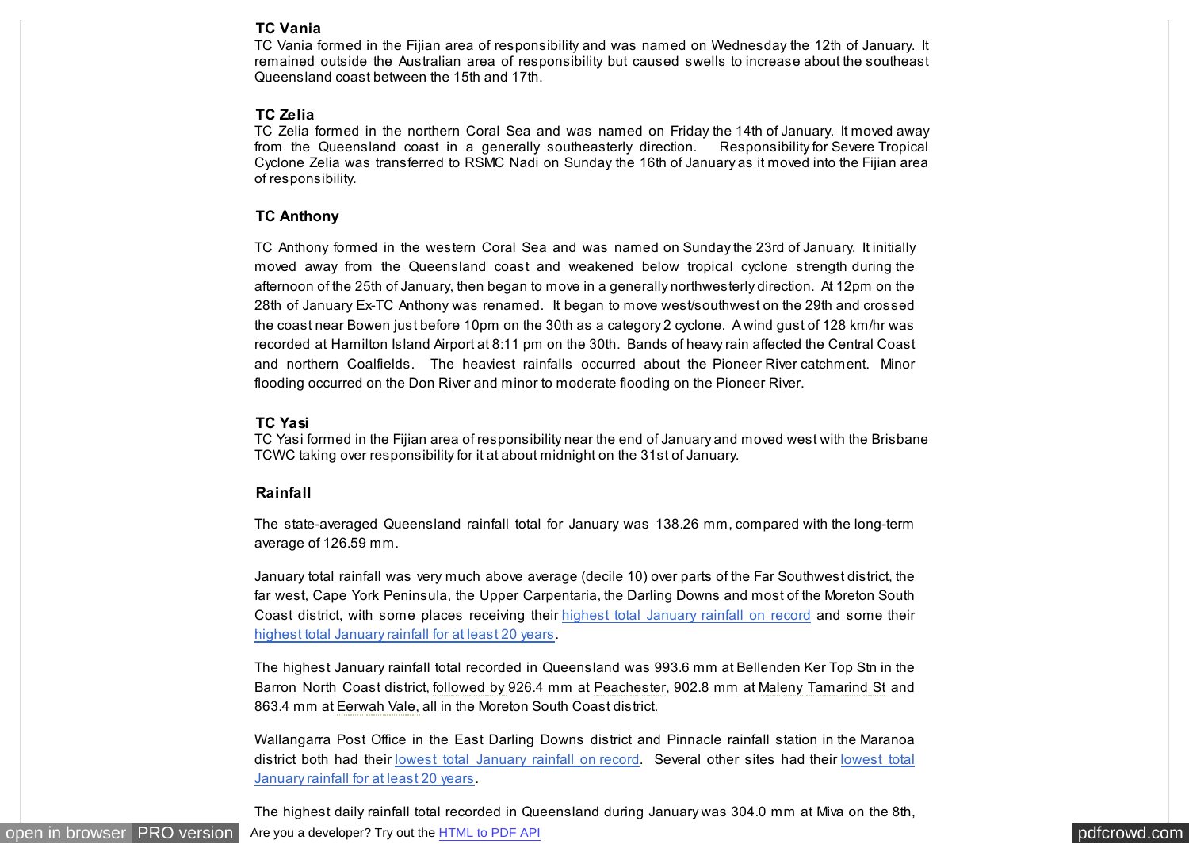### TC Vania

TC Vania formed in the Fijian area of responsibility and was named on Wednesday the 12th of January. It remained outside the Australian area of responsibility but caused swells to increase about the southeast Queensland coast between the 15th and 17th.

### TC Zelia

TC Zelia formed in the northern Coral Sea and was named on Friday the 14th of January. It moved away from the Queensland coast in a generally southeasterly direction. Responsibility for Severe Tropical Cyclone Zelia was transferred to RSMC Nadi on Sunday the 16th of January as it moved into the Fijian area of responsibility.

### TC Anthony

TC Anthony formed in the western Coral Sea and was named on Sunday the 23rd of January. It initially moved away from the Queensland coast and weakened below tropical cyclone strength during the afternoon of the 25th of January, then began to move in a generally northwesterly direction. At 12pm on the 28th of January Ex-TC Anthony was renamed. It began to move west/southwest on the 29th and crossed the coast near Bowen just before 10pm on the 30th as a category 2 cyclone. A wind gust of 128 km/hr was recorded at Hamilton Island Airport at 8:11 pm on the 30th. Bands of heavy rain affected the Central Coast and northern Coalfields. The heaviest rainfalls occurred about the Pioneer River catchment. Minor flooding occurred on the Don River and minor to moderate flooding on the Pioneer River.

### TC Yasi

TC Yasi formed in the Fijian area of responsibility near the end of January and moved west with the Brisbane TCWC taking over responsibility for it at about midnight on the 31st of January.

### Rainfall

The state-averaged Queensland rainfall total for January was 138.26 mm, compared with the long-term average of 126.59 mm.

January total rainfall was very much above average (decile 10) over parts of the Far Southwest district, the far west, Cape York Peninsula, the Upper Carpentaria, the Darling Downs and most of the Moreton South Coast district, with some places receiving their highest total January rainfall on record and some their highest total January rainfall for at least 20 years.

The highest January rainfall total recorded in Queensland was 993.6 mm at Bellenden Ker Top Stn in the Barron North Coast district, followed by 926.4 mm at Peachester, 902.8 mm at Maleny Tamarind St and 863.4 mm at Eerwah Vale, all in the Moreton South Coast district.

Wallangarra Post Office in the East Darling Downs district and Pinnacle rainfall station in the Maranoa district both had their lowest total January rainfall on record. Several other sites had their lowest total January rainfall for at least 20 years.

The highest daily rainfall total recorded in Queensland during January was 304.0 mm at Miva on the 8th,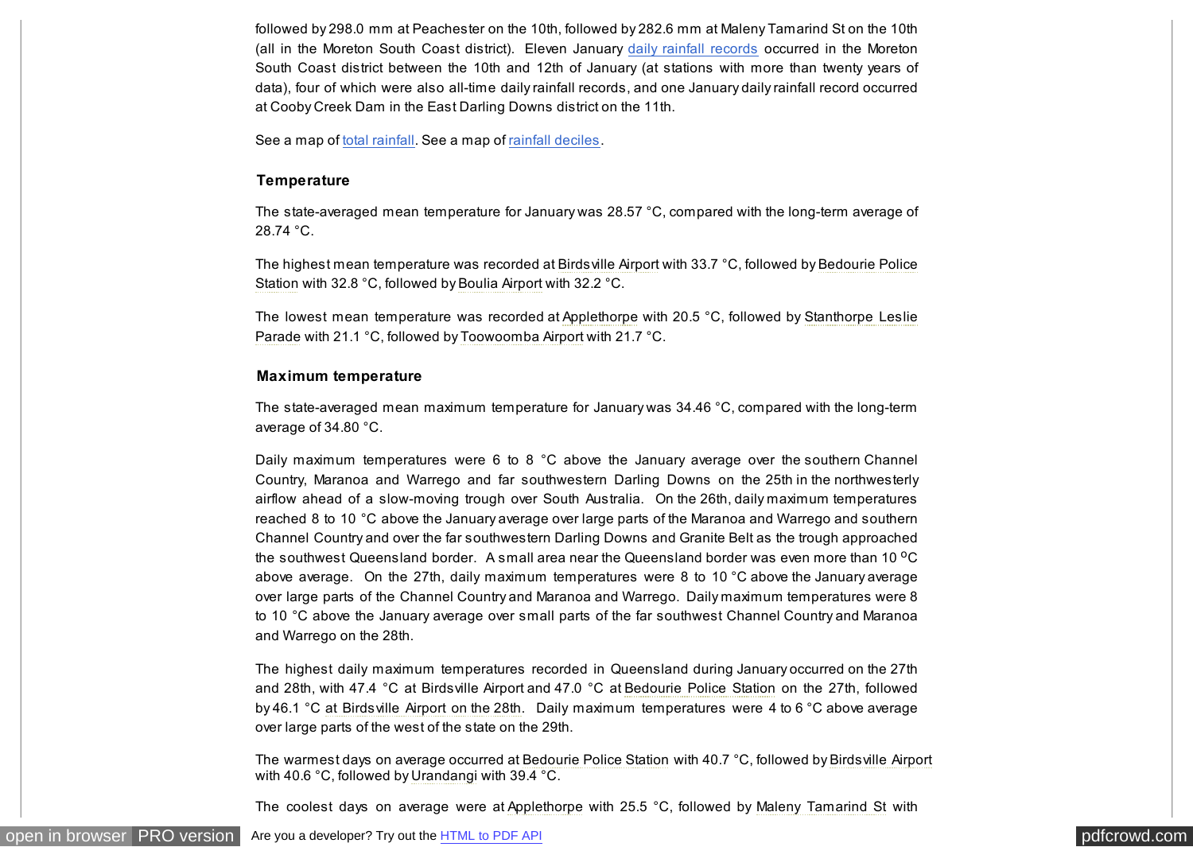followed by 298.0 mm at Peachester on the 10th, followed by 282.6 mm at Maleny Tamarind St on the 10th (all in the Moreton South Coast district). Eleven January daily rainfall records occurred in the Moreton South Coast district between the 10th and 12th of January (at stations with more than twenty years of data), four of which were also all-time daily rainfall records, and one January daily rainfall record occurred at Cooby Creek Dam in the East Darling Downs district on the 11th.

See a map of total rainfall. See a map of rainfall deciles.

### Temperature

The state-averaged mean temperature for January was 28.57 °C, compared with the long-term average of 28.74 °C.

The highest mean temperature was recorded at Birdsville Airport with 33.7 °C, followed by Bedourie Police Station with 32.8 °C, followed by Boulia Airport with 32.2 °C.

The lowest mean temperature was recorded at Applethorpe with 20.5 °C, followed by Stanthorpe Leslie Parade with 21.1 °C, followed by Toowoomba Airport with 21.7 °C.

### Maximum temperature

The state-averaged mean maximum temperature for January was 34.46 °C, compared with the long-term average of 34.80 °C.

Daily maximum temperatures were 6 to 8 °C above the January average over the southern Channel Country, Maranoa and Warrego and far southwestern Darling Downs on the 25th in the northwesterly airflow ahead of a slow-moving trough over South Australia. On the 26th, daily maximum temperatures reached 8 to 10 °C above the January average over large parts of the Maranoa and Warrego and southern Channel Country and over the far southwestern Darling Downs and Granite Belt as the trough approached the southwest Queensland border. A small area near the Queensland border was even more than 10 $^{o}$C above average. On the 27th, daily maximum temperatures were 8 to 10 °C above the January average over large parts of the Channel Country and Maranoa and Warrego. Daily maximum temperatures were 8 to 10 °C above the January average over small parts of the far southwest Channel Country and Maranoa and Warrego on the 28th.

The highest daily maximum temperatures recorded in Queensland during January occurred on the 27th and 28th, with 47.4 °C at Birdsville Airport and 47.0 °C at Bedourie Police Station on the 27th, followed by 46.1 °C at Birdsville Airport on the 28th. Daily maximum temperatures were 4 to 6 °C above average over large parts of the west of the state on the 29th.

The warmest days on average occurred at Bedourie Police Station with 40.7 °C, followed by Birdsville Airport with 40.6 °C, followed by Urandangi with 39.4 °C.

The coolest days on average were at Applethorpe with 25.5 °C, followed by Maleny Tamarind St with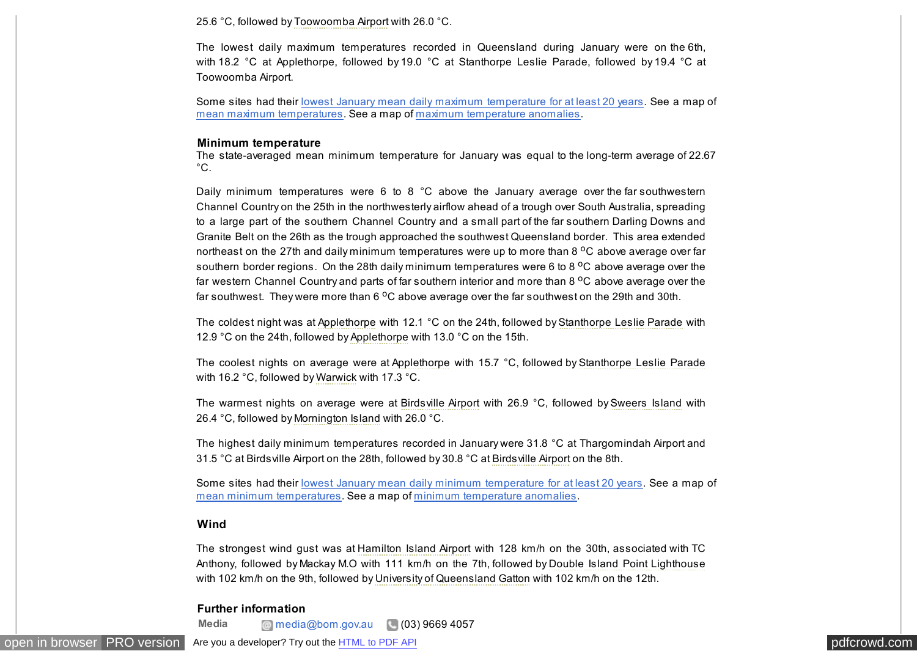25.6 °C, followed by Toowoomba Airport with 26.0 °C.

The lowest daily maximum temperatures recorded in Queensland during January were on the 6th, with 18.2 °C at Applethorpe, followed by 19.0 °C at Stanthorpe Leslie Parade, followed by 19.4 °C at Toowoomba Airport.

Some sites had their lowest January mean daily maximum temperature for at least 20 years. See a map of mean maximum temperatures. See a map of maximum temperature anomalies.

### Minimum temperature

The state-averaged mean minimum temperature for January was equal to the long-term average of 22.67 °C.

Daily minimum temperatures were 6 to 8 °C above the January average over the far southwestern Channel Country on the 25th in the northwesterly airflow ahead of a trough over South Australia, spreading to a large part of the southern Channel Country and a small part of the far southern Darling Downs and Granite Belt on the 26th as the trough approached the southwest Queensland border. This area extended northeast on the 27th and daily minimum temperatures were up to more than 8 $^{O}$C above average over far southern border regions. On the 28th daily minimum temperatures were 6 to 8 $^{O}$C above average over the far western Channel Country and parts of far southern interior and more than 8 $^{O}$C above average over the far southwest. They were more than 6 $^{O}$C above average over the far southwest on the 29th and 30th.

The coldest night was at Applethorpe with 12.1 °C on the 24th, followed by Stanthorpe Leslie Parade with 12.9 °C on the 24th, followed by Applethorpe with 13.0 °C on the 15th.

The coolest nights on average were at Applethorpe with 15.7 °C, followed by Stanthorpe Leslie Parade with 16.2 °C, followed by Warwick with 17.3 °C.

The warmest nights on average were at Birdsville Airport with 26.9 °C, followed by Sweers Island with 26.4 °C, followed by Mornington Island with 26.0 °C.

The highest daily minimum temperatures recorded in January were 31.8 °C at Thargomindah Airport and 31.5 °C at Birdsville Airport on the 28th, followed by 30.8 °C at Birdsville Airport on the 8th.

Some sites had their lowest January mean daily minimum temperature for at least 20 years. See a map of mean minimum temperatures. See a map of minimum temperature anomalies.

### Wind

The strongest wind gust was at Hamilton Island Airport with 128 km/h on the 30th, associated with TC Anthony, followed by Mackay M.O with 111 km/h on the 7th, followed by Double Island Point Lighthouse with 102 km/h on the 9th, followed by University of Queensland Gatton with 102 km/h on the 12th.

### Further information

**Media** media@bom.gov.au (03) 9669 4057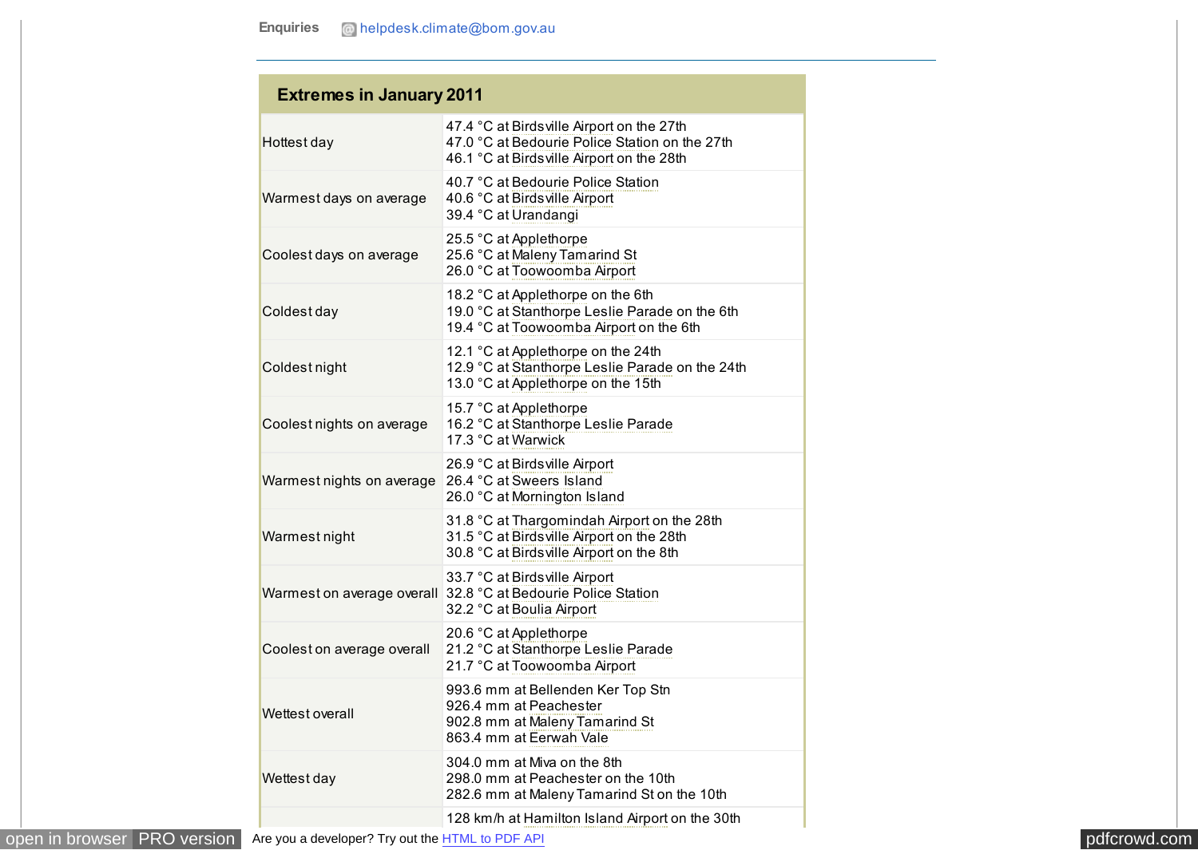Enquiries helpdesk.climate@bom.gov.au

| Extremes in January 2011 | |
|---|---|
| Hottest day | 47.4 °C at Birdsville Airport on the 27th<br>47.0 °C at Bedourie Police Station on the 27th<br>46.1 °C at Birdsville Airport on the 28th |
| Warmest days on average | 40.7 °C at Bedourie Police Station<br>40.6 °C at Birdsville Airport<br>39.4 °C at Urandangi |
| Coolest days on average | 25.5 °C at Applethorpe<br>25.6 °C at Maleny Tamarind St<br>26.0 °C at Toowoomba Airport |
| Coldest day | 18.2 °C at Applethorpe on the 6th<br>19.0 °C at Stanthorpe Leslie Parade on the 6th<br>19.4 °C at Toowoomba Airport on the 6th |
| Coldest night | 12.1 °C at Applethorpe on the 24th<br>12.9 °C at Stanthorpe Leslie Parade on the 24th<br>13.0 °C at Applethorpe on the 15th |
| Coolest nights on average | 15.7 °C at Applethorpe<br>16.2 °C at Stanthorpe Leslie Parade<br>17.3 °C at Warwick |
| Warmest nights on average | 26.9 °C at Birdsville Airport<br>26.4 °C at Sweers Island<br>26.0 °C at Mornington Island |
| Warmest night | 31.8 °C at Thargomindah Airport on the 28th<br>31.5 °C at Birdsville Airport on the 28th<br>30.8 °C at Birdsville Airport on the 8th |
| Warmest on average overall | 33.7 °C at Birdsville Airport<br>32.8 °C at Bedourie Police Station<br>32.2 °C at Boulia Airport |
| Coolest on average overall | 20.6 °C at Applethorpe<br>21.2 °C at Stanthorpe Leslie Parade<br>21.7 °C at Toowoomba Airport |
| Wettest overall | 993.6 mm at Bellenden Ker Top Stn<br>926.4 mm at Peachester<br>902.8 mm at Maleny Tamarind St<br>863.4 mm at Eerwah Vale |
| Wettest day | 304.0 mm at Miva on the 8th<br>298.0 mm at Peachester on the 10th<br>282.6 mm at Maleny Tamarind St on the 10th |
| | 128 km/h at Hamilton Island Airport on the 30th |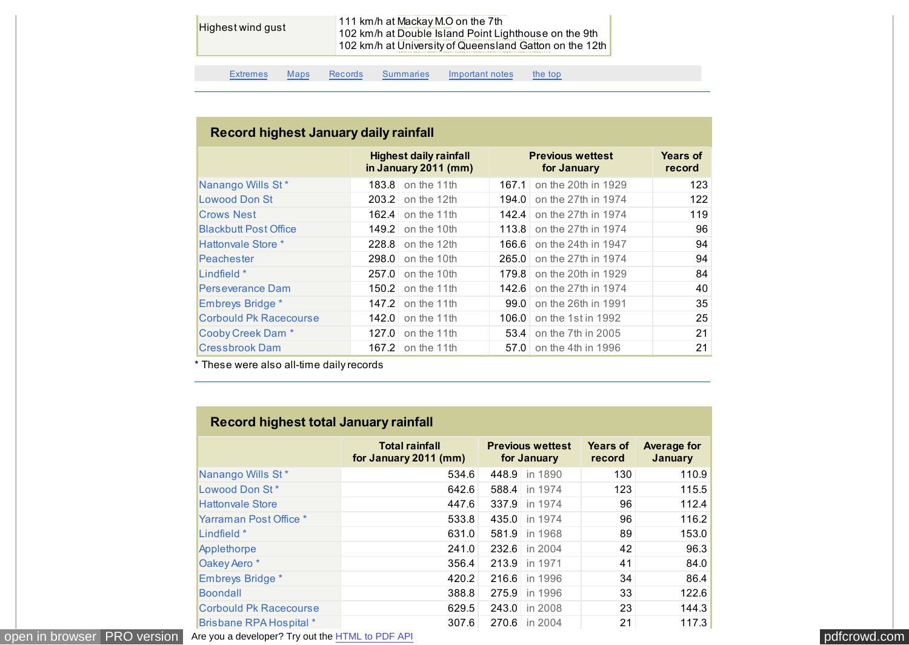| | |
|---|---|
| Highest wind gust | 111 km/h at Mackay M.O on the 7th<br>102 km/h at Double Island Point Lighthouse on the 9th<br>102 km/h at University of Queensland Gatton on the 12th |

Extremes Maps Records Summaries Important notes the top

## Record highest January daily rainfall

| | Highest daily rainfall in January 2011 (mm) | | Previous wettest for January | | Years of record |
|---|---|---|---|---|---|
| Nanango Wills St * | 183.8 | on the 11th | 167.1 | on the 20th in 1929 | 123 |
| Lowood Don St | 203.2 | on the 12th | 194.0 | on the 27th in 1974 | 122 |
| Crows Nest | 162.4 | on the 11th | 142.4 | on the 27th in 1974 | 119 |
| Blackbutt Post Office | 149.2 | on the 10th | 113.8 | on the 27th in 1974 | 96 |
| Hattonvale Store * | 228.8 | on the 12th | 166.6 | on the 24th in 1947 | 94 |
| Peachester | 298.0 | on the 10th | 265.0 | on the 27th in 1974 | 94 |
| Lindfield * | 257.0 | on the 10th | 179.8 | on the 20th in 1929 | 84 |
| Perseverance Dam | 150.2 | on the 11th | 142.6 | on the 27th in 1974 | 40 |
| Embreys Bridge * | 147.2 | on the 11th | 99.0 | on the 26th in 1991 | 35 |
| Corbould Pk Racecourse | 142.0 | on the 11th | 106.0 | on the 1st in 1992 | 25 |
| Cooby Creek Dam * | 127.0 | on the 11th | 53.4 | on the 7th in 2005 | 21 |
| Cressbrook Dam | 167.2 | on the 11th | 57.0 | on the 4th in 1996 | 21 |

* These were also all-time daily records

## Record highest total January rainfall

| | Total rainfall for January 2011 (mm) | Previous wettest for January | | Years of record | Average for January |
|---|---|---|---|---|---|
| Nanango Wills St * | 534.6 | 448.9 | in 1890 | 130 | 110.9 |
| Lowood Don St * | 642.6 | 588.4 | in 1974 | 123 | 115.5 |
| Hattonvale Store | 447.6 | 337.9 | in 1974 | 96 | 112.4 |
| Yarraman Post Office * | 533.8 | 435.0 | in 1974 | 96 | 116.2 |
| Lindfield * | 631.0 | 581.9 | in 1968 | 89 | 153.0 |
| Applethorpe | 241.0 | 232.6 | in 2004 | 42 | 96.3 |
| Oakey Aero * | 356.4 | 213.9 | in 1971 | 41 | 84.0 |
| Embreys Bridge * | 420.2 | 216.6 | in 1996 | 34 | 86.4 |
| Boondall | 388.8 | 275.9 | in 1996 | 33 | 122.6 |
| Corbould Pk Racecourse | 629.5 | 243.0 | in 2008 | 23 | 144.3 |
| Brisbane RPA Hospital * | 307.6 | 270.6 | in 2004 | 21 | 117.3 |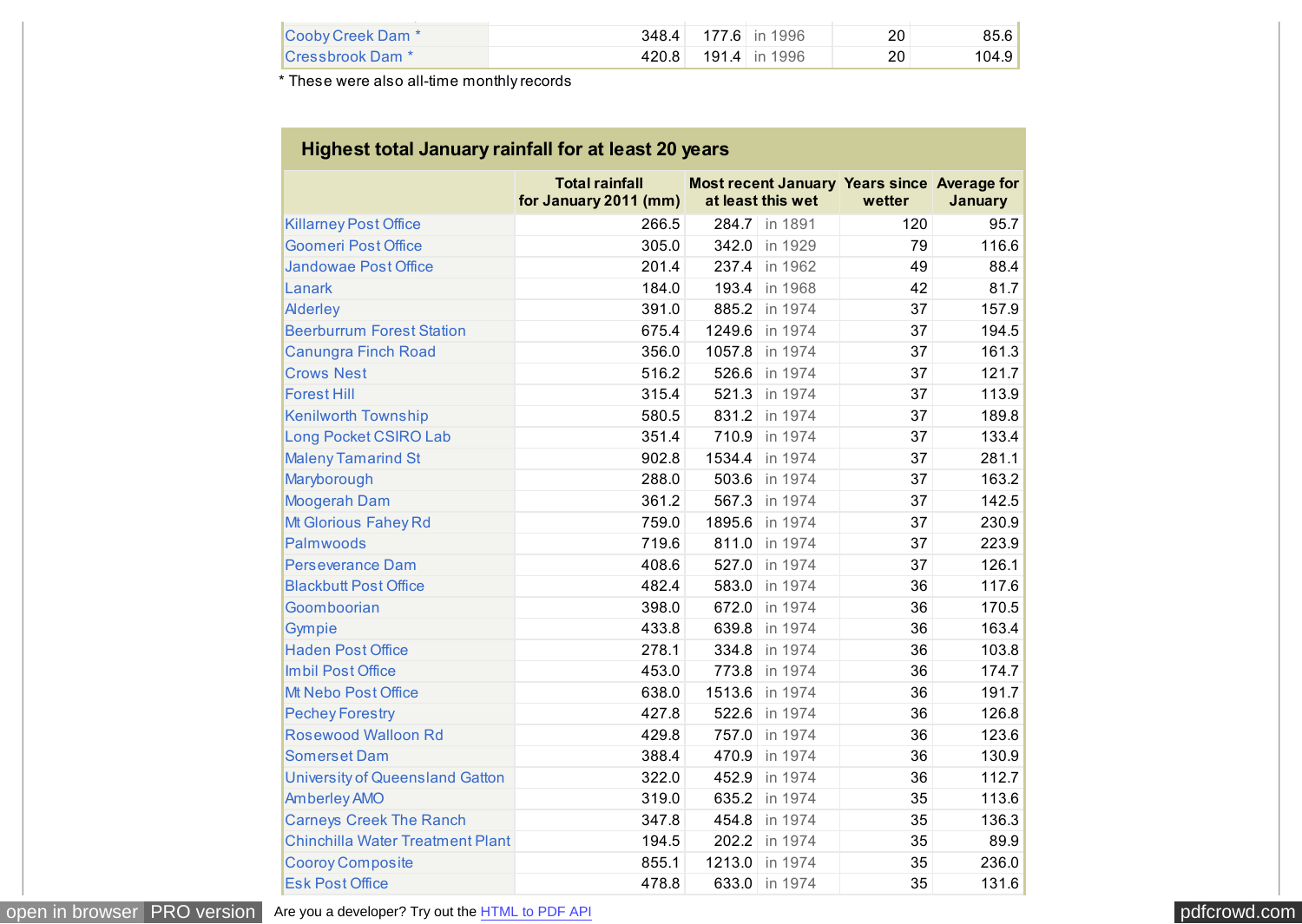| | | | | | |
|---|---|---|---|---|---|
| Cooby Creek Dam * | 348.4 | 177.6 | in 1996 | 20 | 85.6 |
| Cressbrook Dam * | 420.8 | 191.4 | in 1996 | 20 | 104.9 |

\* These were also all-time monthly records

## Highest total January rainfall for at least 20 years

| | Total rainfall for January 2011 (mm) | Most recent January at least this wet | | Years since wetter | Average for January |
|---|---|---|---|---|---|
| Killarney Post Office | 266.5 | 284.7 | in 1891 | 120 | 95.7 |
| Goomeri Post Office | 305.0 | 342.0 | in 1929 | 79 | 116.6 |
| Jandowae Post Office | 201.4 | 237.4 | in 1962 | 49 | 88.4 |
| Lanark | 184.0 | 193.4 | in 1968 | 42 | 81.7 |
| Alderley | 391.0 | 885.2 | in 1974 | 37 | 157.9 |
| Beerburrum Forest Station | 675.4 | 1249.6 | in 1974 | 37 | 194.5 |
| Canungra Finch Road | 356.0 | 1057.8 | in 1974 | 37 | 161.3 |
| Crows Nest | 516.2 | 526.6 | in 1974 | 37 | 121.7 |
| Forest Hill | 315.4 | 521.3 | in 1974 | 37 | 113.9 |
| Kenilworth Township | 580.5 | 831.2 | in 1974 | 37 | 189.8 |
| Long Pocket CSIRO Lab | 351.4 | 710.9 | in 1974 | 37 | 133.4 |
| Maleny Tamarind St | 902.8 | 1534.4 | in 1974 | 37 | 281.1 |
| Maryborough | 288.0 | 503.6 | in 1974 | 37 | 163.2 |
| Moogerah Dam | 361.2 | 567.3 | in 1974 | 37 | 142.5 |
| Mt Glorious Fahey Rd | 759.0 | 1895.6 | in 1974 | 37 | 230.9 |
| Palmwoods | 719.6 | 811.0 | in 1974 | 37 | 223.9 |
| Perseverance Dam | 408.6 | 527.0 | in 1974 | 37 | 126.1 |
| Blackbutt Post Office | 482.4 | 583.0 | in 1974 | 36 | 117.6 |
| Goomboorian | 398.0 | 672.0 | in 1974 | 36 | 170.5 |
| Gympie | 433.8 | 639.8 | in 1974 | 36 | 163.4 |
| Haden Post Office | 278.1 | 334.8 | in 1974 | 36 | 103.8 |
| Imbil Post Office | 453.0 | 773.8 | in 1974 | 36 | 174.7 |
| Mt Nebo Post Office | 638.0 | 1513.6 | in 1974 | 36 | 191.7 |
| Pechey Forestry | 427.8 | 522.6 | in 1974 | 36 | 126.8 |
| Rosewood Walloon Rd | 429.8 | 757.0 | in 1974 | 36 | 123.6 |
| Somerset Dam | 388.4 | 470.9 | in 1974 | 36 | 130.9 |
| University of Queensland Gatton | 322.0 | 452.9 | in 1974 | 36 | 112.7 |
| Amberley AMO | 319.0 | 635.2 | in 1974 | 35 | 113.6 |
| Carneys Creek The Ranch | 347.8 | 454.8 | in 1974 | 35 | 136.3 |
| Chinchilla Water Treatment Plant | 194.5 | 202.2 | in 1974 | 35 | 89.9 |
| Cooroy Composite | 855.1 | 1213.0 | in 1974 | 35 | 236.0 |
| Esk Post Office | 478.8 | 633.0 | in 1974 | 35 | 131.6 |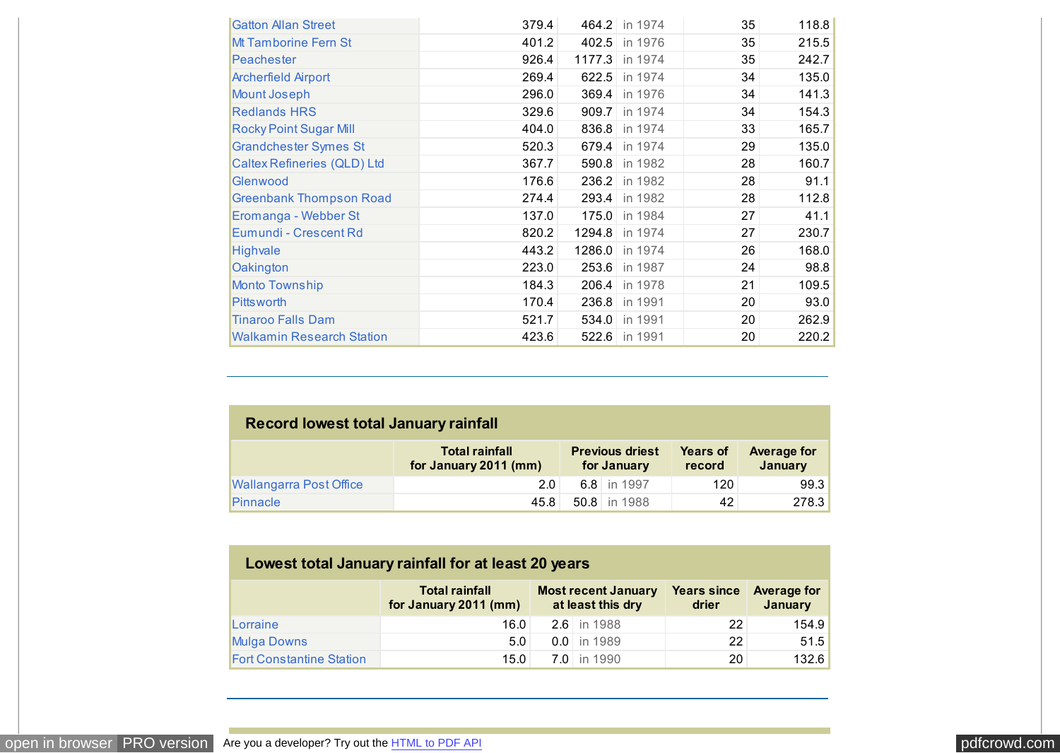| | | | | | |
|---|---|---|---|---|---|
| Gatton Allan Street | 379.4 | 464.2 | in 1974 | 35 | 118.8 |
| Mt Tamborine Fern St | 401.2 | 402.5 | in 1976 | 35 | 215.5 |
| Peachester | 926.4 | 1177.3 | in 1974 | 35 | 242.7 |
| Archerfield Airport | 269.4 | 622.5 | in 1974 | 34 | 135.0 |
| Mount Joseph | 296.0 | 369.4 | in 1976 | 34 | 141.3 |
| Redlands HRS | 329.6 | 909.7 | in 1974 | 34 | 154.3 |
| Rocky Point Sugar Mill | 404.0 | 836.8 | in 1974 | 33 | 165.7 |
| Grandchester Symes St | 520.3 | 679.4 | in 1974 | 29 | 135.0 |
| Caltex Refineries (QLD) Ltd | 367.7 | 590.8 | in 1982 | 28 | 160.7 |
| Glenwood | 176.6 | 236.2 | in 1982 | 28 | 91.1 |
| Greenbank Thompson Road | 274.4 | 293.4 | in 1982 | 28 | 112.8 |
| Eromanga - Webber St | 137.0 | 175.0 | in 1984 | 27 | 41.1 |
| Eumundi - Crescent Rd | 820.2 | 1294.8 | in 1974 | 27 | 230.7 |
| Highvale | 443.2 | 1286.0 | in 1974 | 26 | 168.0 |
| Oakington | 223.0 | 253.6 | in 1987 | 24 | 98.8 |
| Monto Township | 184.3 | 206.4 | in 1978 | 21 | 109.5 |
| Pittsworth | 170.4 | 236.8 | in 1991 | 20 | 93.0 |
| Tinaroo Falls Dam | 521.7 | 534.0 | in 1991 | 20 | 262.9 |
| Walkamin Research Station | 423.6 | 522.6 | in 1991 | 20 | 220.2 |

## Record lowest total January rainfall

| | Total rainfall for January 2011 (mm) | Previous driest for January | | Years of record | Average for January |
|---|---|---|---|---|---|
| Wallangarra Post Office | 2.0 | 6.8 | in 1997 | 120 | 99.3 |
| Pinnacle | 45.8 | 50.8 | in 1988 | 42 | 278.3 |

## Lowest total January rainfall for at least 20 years

| | Total rainfall for January 2011 (mm) | Most recent January at least this dry | | Years since drier | Average for January |
|---|---|---|---|---|---|
| Lorraine | 16.0 | 2.6 | in 1988 | 22 | 154.9 |
| Mulga Downs | 5.0 | 0.0 | in 1989 | 22 | 51.5 |
| Fort Constantine Station | 15.0 | 7.0 | in 1990 | 20 | 132.6 |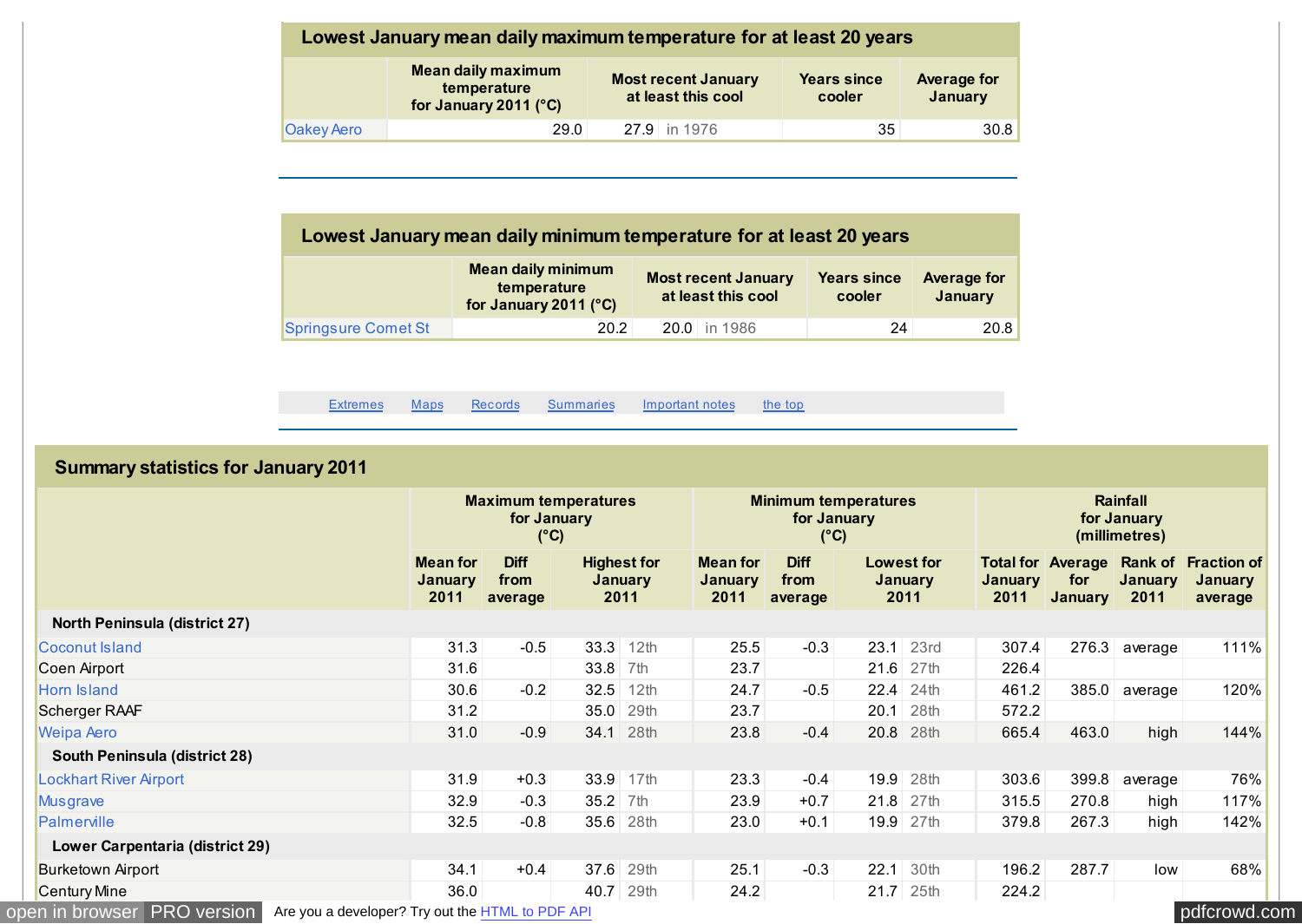## Lowest January mean daily maximum temperature for at least 20 years

| | Mean daily maximum temperature for January 2011 (°C) | Most recent January at least this cool | | Years since cooler | Average for January |
|---|---|---|---|---|---|
| Oakey Aero | 29.0 | 27.9 | in 1976 | 35 | 30.8 |

## Lowest January mean daily minimum temperature for at least 20 years

| | Mean daily minimum temperature for January 2011 (°C) | Most recent January at least this cool | | Years since cooler | Average for January |
|---|---|---|---|---|---|
| Springsure Comet St | 20.2 | 20.0 | in 1986 | 24 | 20.8 |

Extremes Maps Records Summaries Important notes the top

## Summary statistics for January 2011

| | Maximum temperatures for January (°C) | | | | Minimum temperatures for January (°C) | | | | Rainfall for January (millimetres) | | | |
|---|---|---|---|---|---|---|---|---|---|---|---|---|
| | Mean for January 2011 | Diff from average | Highest for January 2011 | | Mean for January 2011 | Diff from average | Lowest for January 2011 | | Total for January 2011 | Average for January | Rank of January 2011 | Fraction of January average |
| **North Peninsula (district 27)** | | | | | | | | | | | | |
| Coconut Island | 31.3 | -0.5 | 33.3 | 12th | 25.5 | -0.3 | 23.1 | 23rd | 307.4 | 276.3 | average | 111% |
| Coen Airport | 31.6 | | 33.8 | 7th | 23.7 | | 21.6 | 27th | 226.4 | | | |
| Horn Island | 30.6 | -0.2 | 32.5 | 12th | 24.7 | -0.5 | 22.4 | 24th | 461.2 | 385.0 | average | 120% |
| Scherger RAAF | 31.2 | | 35.0 | 29th | 23.7 | | 20.1 | 28th | 572.2 | | | |
| Weipa Aero | 31.0 | -0.9 | 34.1 | 28th | 23.8 | -0.4 | 20.8 | 28th | 665.4 | 463.0 | high | 144% |
| **South Peninsula (district 28)** | | | | | | | | | | | | |
| Lockhart River Airport | 31.9 | +0.3 | 33.9 | 17th | 23.3 | -0.4 | 19.9 | 28th | 303.6 | 399.8 | average | 76% |
| Musgrave | 32.9 | -0.3 | 35.2 | 7th | 23.9 | +0.7 | 21.8 | 27th | 315.5 | 270.8 | high | 117% |
| Palmerville | 32.5 | -0.8 | 35.6 | 28th | 23.0 | +0.1 | 19.9 | 27th | 379.8 | 267.3 | high | 142% |
| **Lower Carpentaria (district 29)** | | | | | | | | | | | | |
| Burketown Airport | 34.1 | +0.4 | 37.6 | 29th | 25.1 | -0.3 | 22.1 | 30th | 196.2 | 287.7 | low | 68% |
| Century Mine | 36.0 | | 40.7 | 29th | 24.2 | | 21.7 | 25th | 224.2 | | | |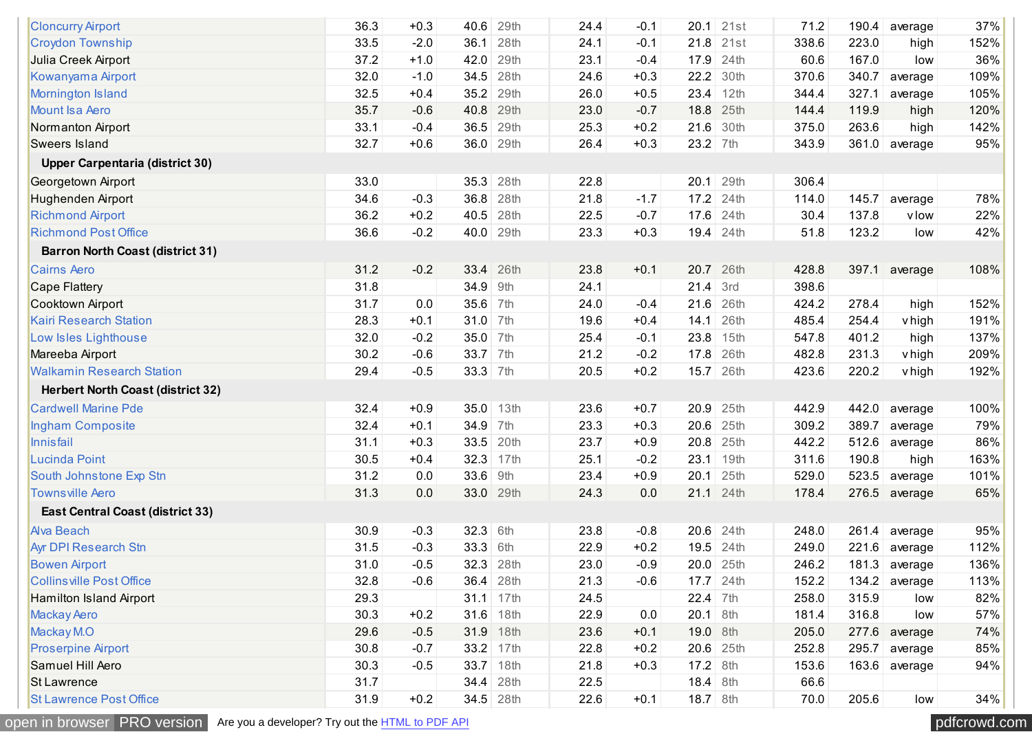| | | | | | | | | | | | | |
|---|---|---|---|---|---|---|---|---|---|---|---|---|
| Cloncurry Airport | 36.3 | +0.3 | 40.6 | 29th | 24.4 | -0.1 | 20.1 | 21st | 71.2 | 190.4 | average | 37% |
| Croydon Township | 33.5 | -2.0 | 36.1 | 28th | 24.1 | -0.1 | 21.8 | 21st | 338.6 | 223.0 | high | 152% |
| Julia Creek Airport | 37.2 | +1.0 | 42.0 | 29th | 23.1 | -0.4 | 17.9 | 24th | 60.6 | 167.0 | low | 36% |
| Kowanyama Airport | 32.0 | -1.0 | 34.5 | 28th | 24.6 | +0.3 | 22.2 | 30th | 370.6 | 340.7 | average | 109% |
| Mornington Island | 32.5 | +0.4 | 35.2 | 29th | 26.0 | +0.5 | 23.4 | 12th | 344.4 | 327.1 | average | 105% |
| Mount Isa Aero | 35.7 | -0.6 | 40.8 | 29th | 23.0 | -0.7 | 18.8 | 25th | 144.4 | 119.9 | high | 120% |
| Normanton Airport | 33.1 | -0.4 | 36.5 | 29th | 25.3 | +0.2 | 21.6 | 30th | 375.0 | 263.6 | high | 142% |
| Sweers Island | 32.7 | +0.6 | 36.0 | 29th | 26.4 | +0.3 | 23.2 | 7th | 343.9 | 361.0 | average | 95% |
| **Upper Carpentaria (district 30)** | | | | | | | | | | | | |
| Georgetown Airport | 33.0 | | 35.3 | 28th | 22.8 | | 20.1 | 29th | 306.4 | | | |
| Hughenden Airport | 34.6 | -0.3 | 36.8 | 28th | 21.8 | -1.7 | 17.2 | 24th | 114.0 | 145.7 | average | 78% |
| Richmond Airport | 36.2 | +0.2 | 40.5 | 28th | 22.5 | -0.7 | 17.6 | 24th | 30.4 | 137.8 | vlow | 22% |
| Richmond Post Office | 36.6 | -0.2 | 40.0 | 29th | 23.3 | +0.3 | 19.4 | 24th | 51.8 | 123.2 | low | 42% |
| **Barron North Coast (district 31)** | | | | | | | | | | | | |
| Cairns Aero | 31.2 | -0.2 | 33.4 | 26th | 23.8 | +0.1 | 20.7 | 26th | 428.8 | 397.1 | average | 108% |
| Cape Flattery | 31.8 | | 34.9 | 9th | 24.1 | | 21.4 | 3rd | 398.6 | | | |
| Cooktown Airport | 31.7 | 0.0 | 35.6 | 7th | 24.0 | -0.4 | 21.6 | 26th | 424.2 | 278.4 | high | 152% |
| Kairi Research Station | 28.3 | +0.1 | 31.0 | 7th | 19.6 | +0.4 | 14.1 | 26th | 485.4 | 254.4 | vhigh | 191% |
| Low Isles Lighthouse | 32.0 | -0.2 | 35.0 | 7th | 25.4 | -0.1 | 23.8 | 15th | 547.8 | 401.2 | high | 137% |
| Mareeba Airport | 30.2 | -0.6 | 33.7 | 7th | 21.2 | -0.2 | 17.8 | 26th | 482.8 | 231.3 | vhigh | 209% |
| Walkamin Research Station | 29.4 | -0.5 | 33.3 | 7th | 20.5 | +0.2 | 15.7 | 26th | 423.6 | 220.2 | vhigh | 192% |
| **Herbert North Coast (district 32)** | | | | | | | | | | | | |
| Cardwell Marine Pde | 32.4 | +0.9 | 35.0 | 13th | 23.6 | +0.7 | 20.9 | 25th | 442.9 | 442.0 | average | 100% |
| Ingham Composite | 32.4 | +0.1 | 34.9 | 7th | 23.3 | +0.3 | 20.6 | 25th | 309.2 | 389.7 | average | 79% |
| Innisfail | 31.1 | +0.3 | 33.5 | 20th | 23.7 | +0.9 | 20.8 | 25th | 442.2 | 512.6 | average | 86% |
| Lucinda Point | 30.5 | +0.4 | 32.3 | 17th | 25.1 | -0.2 | 23.1 | 19th | 311.6 | 190.8 | high | 163% |
| South Johnstone Exp Stn | 31.2 | 0.0 | 33.6 | 9th | 23.4 | +0.9 | 20.1 | 25th | 529.0 | 523.5 | average | 101% |
| Townsville Aero | 31.3 | 0.0 | 33.0 | 29th | 24.3 | 0.0 | 21.1 | 24th | 178.4 | 276.5 | average | 65% |
| **East Central Coast (district 33)** | | | | | | | | | | | | |
| Alva Beach | 30.9 | -0.3 | 32.3 | 6th | 23.8 | -0.8 | 20.6 | 24th | 248.0 | 261.4 | average | 95% |
| Ayr DPI Research Stn | 31.5 | -0.3 | 33.3 | 6th | 22.9 | +0.2 | 19.5 | 24th | 249.0 | 221.6 | average | 112% |
| Bowen Airport | 31.0 | -0.5 | 32.3 | 28th | 23.0 | -0.9 | 20.0 | 25th | 246.2 | 181.3 | average | 136% |
| Collinsville Post Office | 32.8 | -0.6 | 36.4 | 28th | 21.3 | -0.6 | 17.7 | 24th | 152.2 | 134.2 | average | 113% |
| Hamilton Island Airport | 29.3 | | 31.1 | 17th | 24.5 | | 22.4 | 7th | 258.0 | 315.9 | low | 82% |
| Mackay Aero | 30.3 | +0.2 | 31.6 | 18th | 22.9 | 0.0 | 20.1 | 8th | 181.4 | 316.8 | low | 57% |
| Mackay M.O | 29.6 | -0.5 | 31.9 | 18th | 23.6 | +0.1 | 19.0 | 8th | 205.0 | 277.6 | average | 74% |
| Proserpine Airport | 30.8 | -0.7 | 33.2 | 17th | 22.8 | +0.2 | 20.6 | 25th | 252.8 | 295.7 | average | 85% |
| Samuel Hill Aero | 30.3 | -0.5 | 33.7 | 18th | 21.8 | +0.3 | 17.2 | 8th | 153.6 | 163.6 | average | 94% |
| St Lawrence | 31.7 | | 34.4 | 28th | 22.5 | | 18.4 | 8th | 66.6 | | | |
| St Lawrence Post Office | 31.9 | +0.2 | 34.5 | 28th | 22.6 | +0.1 | 18.7 | 8th | 70.0 | 205.6 | low | 34% |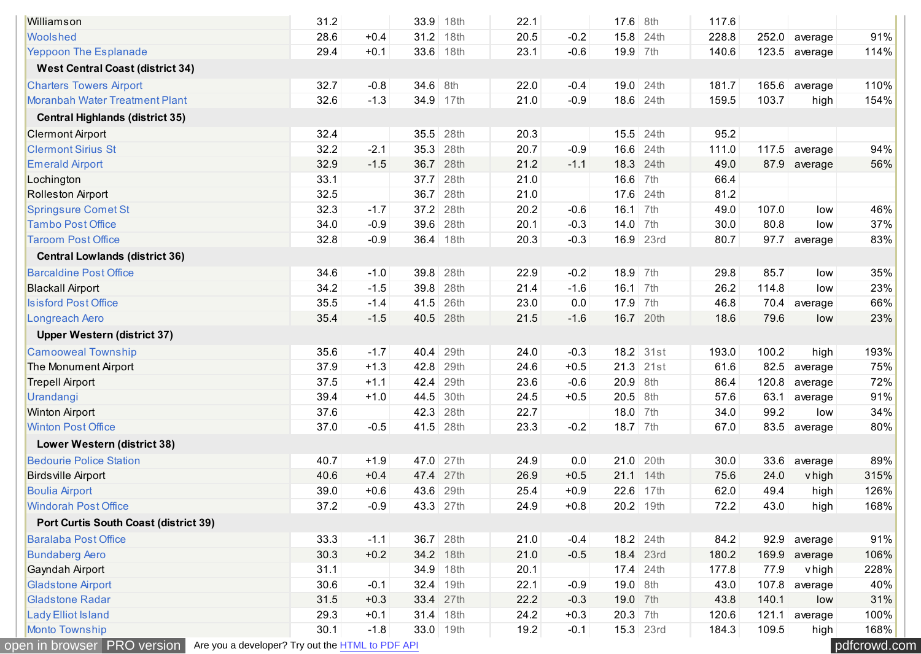| | | | | | | | | | | | | | |
|---|---|---|---|---|---|---|---|---|---|---|---|---|---|
| Williamson | 31.2 | | 33.9 | 18th | 22.1 | | 17.6 | 8th | 117.6 | | | | |
| Woolshed | 28.6 | +0.4 | 31.2 | 18th | 20.5 | -0.2 | 15.8 | 24th | 228.8 | 252.0 | average | 91% | |
| Yeppoon The Esplanade | 29.4 | +0.1 | 33.6 | 18th | 23.1 | -0.6 | 19.9 | 7th | 140.6 | 123.5 | average | 114% | |
| **West Central Coast (district 34)** | | | | | | | | | | | | | |
| Charters Towers Airport | 32.7 | -0.8 | 34.6 | 8th | 22.0 | -0.4 | 19.0 | 24th | 181.7 | 165.6 | average | 110% | |
| Moranbah Water Treatment Plant | 32.6 | -1.3 | 34.9 | 17th | 21.0 | -0.9 | 18.6 | 24th | 159.5 | 103.7 | high | 154% | |
| **Central Highlands (district 35)** | | | | | | | | | | | | | |
| Clermont Airport | 32.4 | | 35.5 | 28th | 20.3 | | 15.5 | 24th | 95.2 | | | | |
| Clermont Sirius St | 32.2 | -2.1 | 35.3 | 28th | 20.7 | -0.9 | 16.6 | 24th | 111.0 | 117.5 | average | 94% | |
| Emerald Airport | 32.9 | -1.5 | 36.7 | 28th | 21.2 | -1.1 | 18.3 | 24th | 49.0 | 87.9 | average | 56% | |
| Lochington | 33.1 | | 37.7 | 28th | 21.0 | | 16.6 | 7th | 66.4 | | | | |
| Rolleston Airport | 32.5 | | 36.7 | 28th | 21.0 | | 17.6 | 24th | 81.2 | | | | |
| Springsure Comet St | 32.3 | -1.7 | 37.2 | 28th | 20.2 | -0.6 | 16.1 | 7th | 49.0 | 107.0 | low | 46% | |
| Tambo Post Office | 34.0 | -0.9 | 39.6 | 28th | 20.1 | -0.3 | 14.0 | 7th | 30.0 | 80.8 | low | 37% | |
| Taroom Post Office | 32.8 | -0.9 | 36.4 | 18th | 20.3 | -0.3 | 16.9 | 23rd | 80.7 | 97.7 | average | 83% | |
| **Central Lowlands (district 36)** | | | | | | | | | | | | | |
| Barcaldine Post Office | 34.6 | -1.0 | 39.8 | 28th | 22.9 | -0.2 | 18.9 | 7th | 29.8 | 85.7 | low | 35% | |
| Blackall Airport | 34.2 | -1.5 | 39.8 | 28th | 21.4 | -1.6 | 16.1 | 7th | 26.2 | 114.8 | low | 23% | |
| Isisford Post Office | 35.5 | -1.4 | 41.5 | 26th | 23.0 | 0.0 | 17.9 | 7th | 46.8 | 70.4 | average | 66% | |
| Longreach Aero | 35.4 | -1.5 | 40.5 | 28th | 21.5 | -1.6 | 16.7 | 20th | 18.6 | 79.6 | low | 23% | |
| **Upper Western (district 37)** | | | | | | | | | | | | | |
| Camooweal Township | 35.6 | -1.7 | 40.4 | 29th | 24.0 | -0.3 | 18.2 | 31st | 193.0 | 100.2 | high | 193% | |
| The Monument Airport | 37.9 | +1.3 | 42.8 | 29th | 24.6 | +0.5 | 21.3 | 21st | 61.6 | 82.5 | average | 75% | |
| Trepell Airport | 37.5 | +1.1 | 42.4 | 29th | 23.6 | -0.6 | 20.9 | 8th | 86.4 | 120.8 | average | 72% | |
| Urandangi | 39.4 | +1.0 | 44.5 | 30th | 24.5 | +0.5 | 20.5 | 8th | 57.6 | 63.1 | average | 91% | |
| Winton Airport | 37.6 | | 42.3 | 28th | 22.7 | | 18.0 | 7th | 34.0 | 99.2 | low | 34% | |
| Winton Post Office | 37.0 | -0.5 | 41.5 | 28th | 23.3 | -0.2 | 18.7 | 7th | 67.0 | 83.5 | average | 80% | |
| **Lower Western (district 38)** | | | | | | | | | | | | | |
| Bedourie Police Station | 40.7 | +1.9 | 47.0 | 27th | 24.9 | 0.0 | 21.0 | 20th | 30.0 | 33.6 | average | 89% | |
| Birdsville Airport | 40.6 | +0.4 | 47.4 | 27th | 26.9 | +0.5 | 21.1 | 14th | 75.6 | 24.0 | vhigh | 315% | |
| Boulia Airport | 39.0 | +0.6 | 43.6 | 29th | 25.4 | +0.9 | 22.6 | 17th | 62.0 | 49.4 | high | 126% | |
| Windorah Post Office | 37.2 | -0.9 | 43.3 | 27th | 24.9 | +0.8 | 20.2 | 19th | 72.2 | 43.0 | high | 168% | |
| **Port Curtis South Coast (district 39)** | | | | | | | | | | | | | |
| Baralaba Post Office | 33.3 | -1.1 | 36.7 | 28th | 21.0 | -0.4 | 18.2 | 24th | 84.2 | 92.9 | average | 91% | |
| Bundaberg Aero | 30.3 | +0.2 | 34.2 | 18th | 21.0 | -0.5 | 18.4 | 23rd | 180.2 | 169.9 | average | 106% | |
| Gayndah Airport | 31.1 | | 34.9 | 18th | 20.1 | | 17.4 | 24th | 177.8 | 77.9 | vhigh | 228% | |
| Gladstone Airport | 30.6 | -0.1 | 32.4 | 19th | 22.1 | -0.9 | 19.0 | 8th | 43.0 | 107.8 | average | 40% | |
| Gladstone Radar | 31.5 | +0.3 | 33.4 | 27th | 22.2 | -0.3 | 19.0 | 7th | 43.8 | 140.1 | low | 31% | |
| Lady Elliot Island | 29.3 | +0.1 | 31.4 | 18th | 24.2 | +0.3 | 20.3 | 7th | 120.6 | 121.1 | average | 100% | |
| Monto Township | 30.1 | -1.8 | 33.0 | 19th | 19.2 | -0.1 | 15.3 | 23rd | 184.3 | 109.5 | high | 168% | |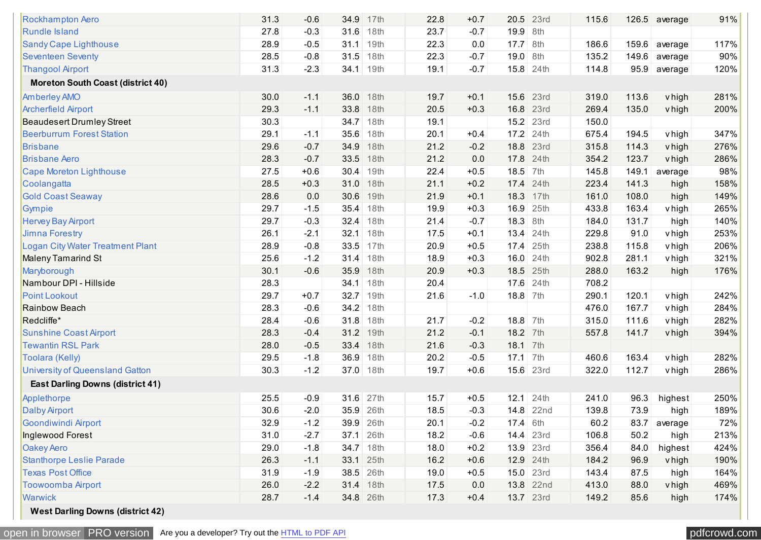| | | | | | | | | | | | | |
|---|---|---|---|---|---|---|---|---|---|---|---|---|
| Rockhampton Aero | 31.3 | -0.6 | 34.9 | 17th | 22.8 | +0.7 | 20.5 | 23rd | 115.6 | 126.5 | average | 91% |
| Rundle Island | 27.8 | -0.3 | 31.6 | 18th | 23.7 | -0.7 | 19.9 | 8th | | | | |
| Sandy Cape Lighthouse | 28.9 | -0.5 | 31.1 | 19th | 22.3 | 0.0 | 17.7 | 8th | 186.6 | 159.6 | average | 117% |
| Seventeen Seventy | 28.5 | -0.8 | 31.5 | 18th | 22.3 | -0.7 | 19.0 | 8th | 135.2 | 149.6 | average | 90% |
| Thangool Airport | 31.3 | -2.3 | 34.1 | 19th | 19.1 | -0.7 | 15.8 | 24th | 114.8 | 95.9 | average | 120% |
| **Moreton South Coast (district 40)** | | | | | | | | | | | | |
| Amberley AMO | 30.0 | -1.1 | 36.0 | 18th | 19.7 | +0.1 | 15.6 | 23rd | 319.0 | 113.6 | v high | 281% |
| Archerfield Airport | 29.3 | -1.1 | 33.8 | 18th | 20.5 | +0.3 | 16.8 | 23rd | 269.4 | 135.0 | v high | 200% |
| Beaudesert Drumley Street | 30.3 | | 34.7 | 18th | 19.1 | | 15.2 | 23rd | 150.0 | | | |
| Beerburrum Forest Station | 29.1 | -1.1 | 35.6 | 18th | 20.1 | +0.4 | 17.2 | 24th | 675.4 | 194.5 | v high | 347% |
| Brisbane | 29.6 | -0.7 | 34.9 | 18th | 21.2 | -0.2 | 18.8 | 23rd | 315.8 | 114.3 | v high | 276% |
| Brisbane Aero | 28.3 | -0.7 | 33.5 | 18th | 21.2 | 0.0 | 17.8 | 24th | 354.2 | 123.7 | v high | 286% |
| Cape Moreton Lighthouse | 27.5 | +0.6 | 30.4 | 19th | 22.4 | +0.5 | 18.5 | 7th | 145.8 | 149.1 | average | 98% |
| Coolangatta | 28.5 | +0.3 | 31.0 | 18th | 21.1 | +0.2 | 17.4 | 24th | 223.4 | 141.3 | high | 158% |
| Gold Coast Seaway | 28.6 | 0.0 | 30.6 | 19th | 21.9 | +0.1 | 18.3 | 17th | 161.0 | 108.0 | high | 149% |
| Gympie | 29.7 | -1.5 | 35.4 | 18th | 19.9 | +0.3 | 16.9 | 25th | 433.8 | 163.4 | v high | 265% |
| Hervey Bay Airport | 29.7 | -0.3 | 32.4 | 18th | 21.4 | -0.7 | 18.3 | 8th | 184.0 | 131.7 | high | 140% |
| Jimna Forestry | 26.1 | -2.1 | 32.1 | 18th | 17.5 | +0.1 | 13.4 | 24th | 229.8 | 91.0 | v high | 253% |
| Logan City Water Treatment Plant | 28.9 | -0.8 | 33.5 | 17th | 20.9 | +0.5 | 17.4 | 25th | 238.8 | 115.8 | v high | 206% |
| Maleny Tamarind St | 25.6 | -1.2 | 31.4 | 18th | 18.9 | +0.3 | 16.0 | 24th | 902.8 | 281.1 | v high | 321% |
| Maryborough | 30.1 | -0.6 | 35.9 | 18th | 20.9 | +0.3 | 18.5 | 25th | 288.0 | 163.2 | high | 176% |
| Nambour DPI - Hillside | 28.3 | | 34.1 | 18th | 20.4 | | 17.6 | 24th | 708.2 | | | |
| Point Lookout | 29.7 | +0.7 | 32.7 | 19th | 21.6 | -1.0 | 18.8 | 7th | 290.1 | 120.1 | v high | 242% |
| Rainbow Beach | 28.3 | -0.6 | 34.2 | 18th | | | | | 476.0 | 167.7 | v high | 284% |
| Redcliffe* | 28.4 | -0.6 | 31.8 | 18th | 21.7 | -0.2 | 18.8 | 7th | 315.0 | 111.6 | v high | 282% |
| Sunshine Coast Airport | 28.3 | -0.4 | 31.2 | 19th | 21.2 | -0.1 | 18.2 | 7th | 557.8 | 141.7 | v high | 394% |
| Tewantin RSL Park | 28.0 | -0.5 | 33.4 | 18th | 21.6 | -0.3 | 18.1 | 7th | | | | |
| Toolara (Kelly) | 29.5 | -1.8 | 36.9 | 18th | 20.2 | -0.5 | 17.1 | 7th | 460.6 | 163.4 | v high | 282% |
| University of Queensland Gatton | 30.3 | -1.2 | 37.0 | 18th | 19.7 | +0.6 | 15.6 | 23rd | 322.0 | 112.7 | v high | 286% |
| **East Darling Downs (district 41)** | | | | | | | | | | | | |
| Applethorpe | 25.5 | -0.9 | 31.6 | 27th | 15.7 | +0.5 | 12.1 | 24th | 241.0 | 96.3 | highest | 250% |
| Dalby Airport | 30.6 | -2.0 | 35.9 | 26th | 18.5 | -0.3 | 14.8 | 22nd | 139.8 | 73.9 | high | 189% |
| Goondiwindi Airport | 32.9 | -1.2 | 39.9 | 26th | 20.1 | -0.2 | 17.4 | 6th | 60.2 | 83.7 | average | 72% |
| Inglewood Forest | 31.0 | -2.7 | 37.1 | 26th | 18.2 | -0.6 | 14.4 | 23rd | 106.8 | 50.2 | high | 213% |
| Oakey Aero | 29.0 | -1.8 | 34.7 | 18th | 18.0 | +0.2 | 13.9 | 23rd | 356.4 | 84.0 | highest | 424% |
| Stanthorpe Leslie Parade | 26.3 | -1.1 | 33.1 | 25th | 16.2 | +0.6 | 12.9 | 24th | 184.2 | 96.9 | v high | 190% |
| Texas Post Office | 31.9 | -1.9 | 38.5 | 26th | 19.0 | +0.5 | 15.0 | 23rd | 143.4 | 87.5 | high | 164% |
| Toowoomba Airport | 26.0 | -2.2 | 31.4 | 18th | 17.5 | 0.0 | 13.8 | 22nd | 413.0 | 88.0 | v high | 469% |
| Warwick | 28.7 | -1.4 | 34.8 | 26th | 17.3 | +0.4 | 13.7 | 23rd | 149.2 | 85.6 | high | 174% |
| **West Darling Downs (district 42)** | | | | | | | | | | | | |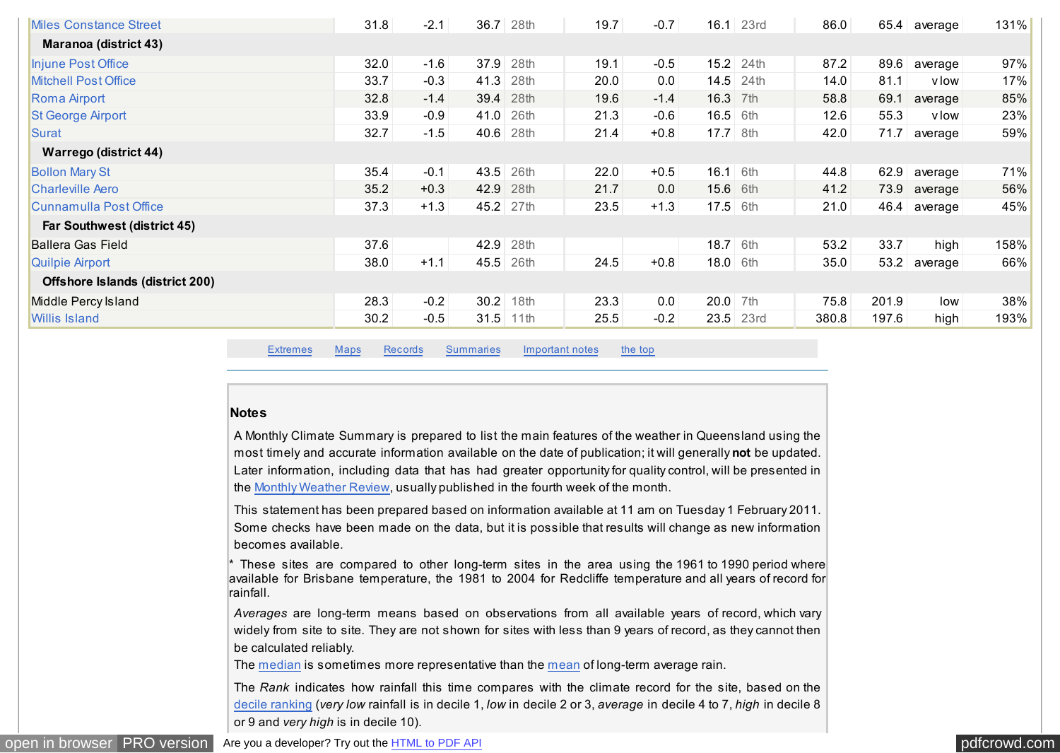| | | | | | | | | | | | | |
|---|---|---|---|---|---|---|---|---|---|---|---|---|
| Miles Constance Street | 31.8 | -2.1 | 36.7 | 28th | 19.7 | -0.7 | 16.1 | 23rd | 86.0 | 65.4 | average | 131% |
| **Maranoa (district 43)** | | | | | | | | | | | | |
| Injune Post Office | 32.0 | -1.6 | 37.9 | 28th | 19.1 | -0.5 | 15.2 | 24th | 87.2 | 89.6 | average | 97% |
| Mitchell Post Office | 33.7 | -0.3 | 41.3 | 28th | 20.0 | 0.0 | 14.5 | 24th | 14.0 | 81.1 | vlow | 17% |
| Roma Airport | 32.8 | -1.4 | 39.4 | 28th | 19.6 | -1.4 | 16.3 | 7th | 58.8 | 69.1 | average | 85% |
| St George Airport | 33.9 | -0.9 | 41.0 | 26th | 21.3 | -0.6 | 16.5 | 6th | 12.6 | 55.3 | vlow | 23% |
| Surat | 32.7 | -1.5 | 40.6 | 28th | 21.4 | +0.8 | 17.7 | 8th | 42.0 | 71.7 | average | 59% |
| **Warrego (district 44)** | | | | | | | | | | | | |
| Bollon Mary St | 35.4 | -0.1 | 43.5 | 26th | 22.0 | +0.5 | 16.1 | 6th | 44.8 | 62.9 | average | 71% |
| Charleville Aero | 35.2 | +0.3 | 42.9 | 28th | 21.7 | 0.0 | 15.6 | 6th | 41.2 | 73.9 | average | 56% |
| Cunnamulla Post Office | 37.3 | +1.3 | 45.2 | 27th | 23.5 | +1.3 | 17.5 | 6th | 21.0 | 46.4 | average | 45% |
| **Far Southwest (district 45)** | | | | | | | | | | | | |
| Ballera Gas Field | 37.6 | | 42.9 | 28th | | | 18.7 | 6th | 53.2 | 33.7 | high | 158% |
| Quilpie Airport | 38.0 | +1.1 | 45.5 | 26th | 24.5 | +0.8 | 18.0 | 6th | 35.0 | 53.2 | average | 66% |
| **Offshore Islands (district 200)** | | | | | | | | | | | | |
| Middle Percy Island | 28.3 | -0.2 | 30.2 | 18th | 23.3 | 0.0 | 20.0 | 7th | 75.8 | 201.9 | low | 38% |
| Willis Island | 30.2 | -0.5 | 31.5 | 11th | 25.5 | -0.2 | 23.5 | 23rd | 380.8 | 197.6 | high | 193% |

Extremes Maps Records Summaries Important notes the top

## Notes

A Monthly Climate Summary is prepared to list the main features of the weather in Queensland using the most timely and accurate information available on the date of publication; it will generally **not** be updated. Later information, including data that has had greater opportunity for quality control, will be presented in the Monthly Weather Review, usually published in the fourth week of the month.

This statement has been prepared based on information available at 11 am on Tuesday 1 February 2011. Some checks have been made on the data, but it is possible that results will change as new information becomes available.

* These sites are compared to other long-term sites in the area using the 1961 to 1990 period where available for Brisbane temperature, the 1981 to 2004 for Redcliffe temperature and all years of record for rainfall.

*Averages* are long-term means based on observations from all available years of record, which vary widely from site to site. They are not shown for sites with less than 9 years of record, as they cannot then be calculated reliably.
The median is sometimes more representative than the mean of long-term average rain.

The *Rank* indicates how rainfall this time compares with the climate record for the site, based on the decile ranking (*very low* rainfall is in decile 1, *low* in decile 2 or 3, *average* in decile 4 to 7, *high* in decile 8 or 9 and *very high* is in decile 10).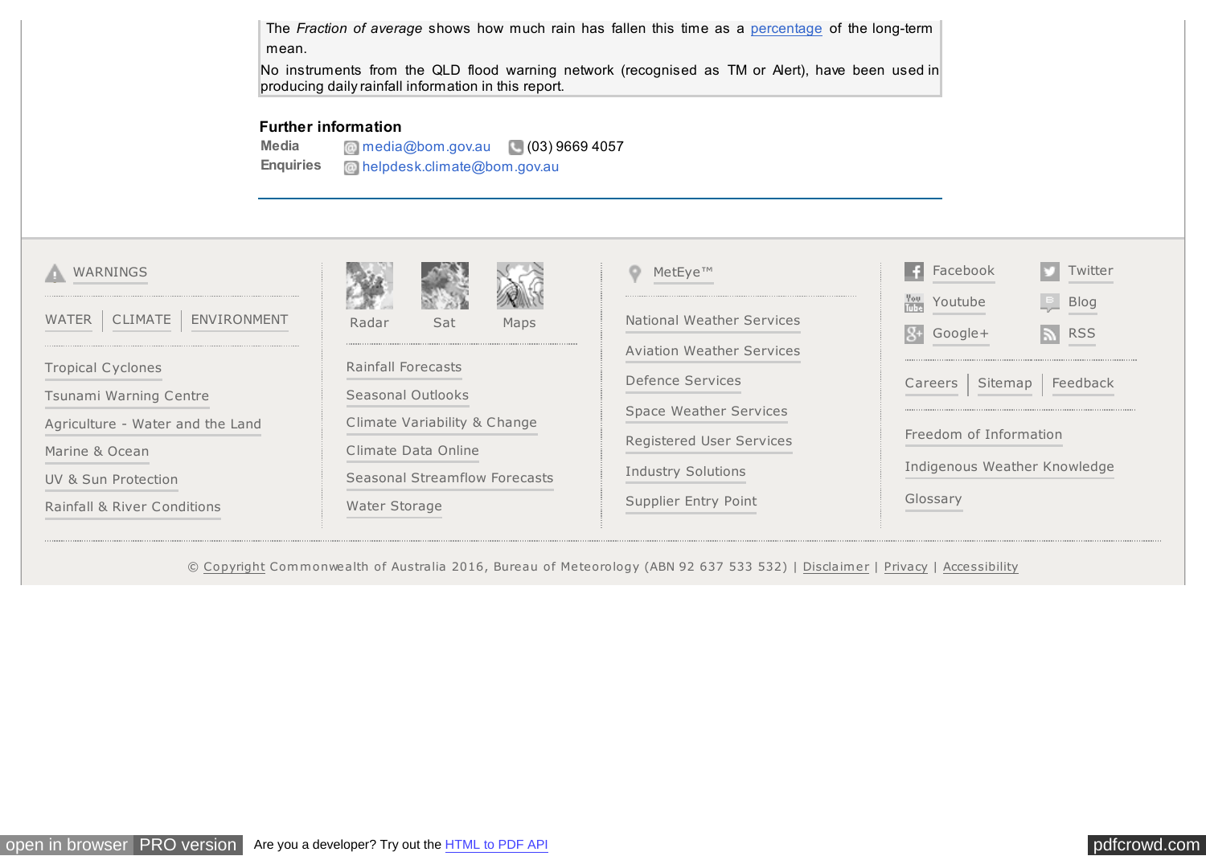The *Fraction of average* shows how much rain has fallen this time as a percentage of the long-term mean.

No instruments from the QLD flood warning network (recognised as TM or Alert), have been used in producing daily rainfall information in this report.

### Further information

| | | |
|---|---|---|
| **Media** | media@bom.gov.au | (03) 9669 4057 |
| **Enquiries** | helpdesk.climate@bom.gov.au | |

WARNINGS

WATER | CLIMATE | ENVIRONMENT

- Tropical Cyclones
- Tsunami Warning Centre
- Agriculture - Water and the Land
- Marine & Ocean
- UV & Sun Protection
- Rainfall & River Conditions

Radar Sat Maps

- Rainfall Forecasts
- Seasonal Outlooks
- Climate Variability & Change
- Climate Data Online
- Seasonal Streamflow Forecasts
- Water Storage

MetEye™

- National Weather Services
- Aviation Weather Services
- Defence Services
- Space Weather Services
- Registered User Services
- Industry Solutions
- Supplier Entry Point

Facebook Twitter
Youtube Blog
Google+ RSS

Careers | Sitemap | Feedback

- Freedom of Information
- Indigenous Weather Knowledge
- Glossary

© Copyright Commonwealth of Australia 2016, Bureau of Meteorology (ABN 92 637 533 532) | Disclaimer | Privacy | Accessibility